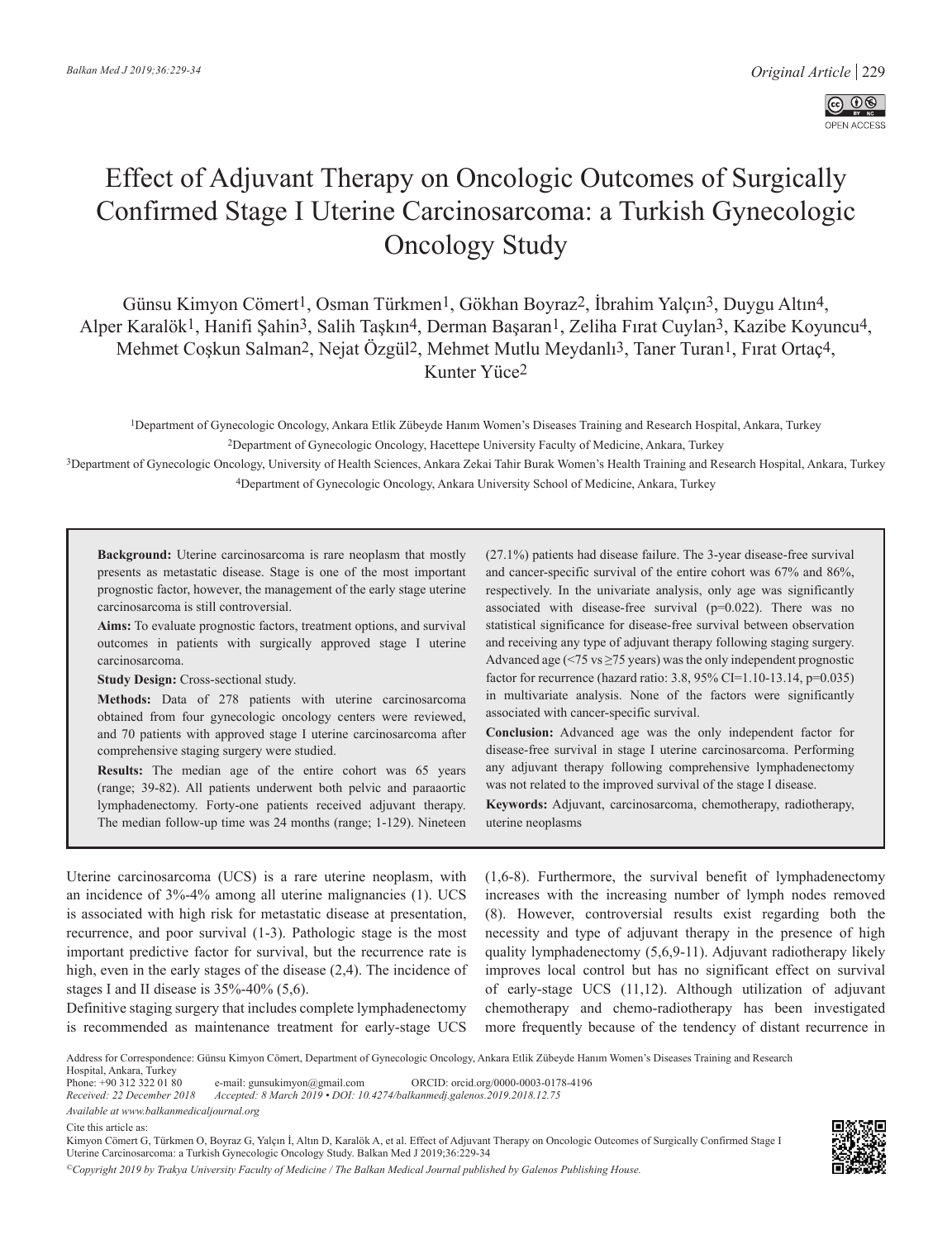# Effect of Adjuvant Therapy on Oncologic Outcomes of Surgically Confirmed Stage I Uterine Carcinosarcoma: a Turkish Gynecologic Oncology Study

Günsu Kimyon Cömert[1], Osman Türkmen[1], Gökhan Boyraz[2], İbrahim Yalçın[3], Duygu Altın[4], Alper Karalök[1], Hanifi Şahin[3], Salih Taşkın[4], Derman Başaran[1], Zeliha Fırat Cuylan[3], Kazibe Koyuncu[4], Mehmet Coşkun Salman[2], Nejat Özgül[2], Mehmet Mutlu Meydanlı[3], Taner Turan[1], Fırat Ortaç[4], Kunter Yüce[2]

[1]Department of Gynecologic Oncology, Ankara Etlik Zübeyde Hanım Women's Diseases Training and Research Hospital, Ankara, Turkey
[2]Department of Gynecologic Oncology, Hacettepe University Faculty of Medicine, Ankara, Turkey
[3]Department of Gynecologic Oncology, University of Health Sciences, Ankara Zekai Tahir Burak Women's Health Training and Research Hospital, Ankara, Turkey
[4]Department of Gynecologic Oncology, Ankara University School of Medicine, Ankara, Turkey

**Background:** Uterine carcinosarcoma is rare neoplasm that mostly presents as metastatic disease. Stage is one of the most important prognostic factor, however, the management of the early stage uterine carcinosarcoma is still controversial.

**Aims:** To evaluate prognostic factors, treatment options, and survival outcomes in patients with surgically approved stage I uterine carcinosarcoma.

**Study Design:** Cross-sectional study.

**Methods:** Data of 278 patients with uterine carcinosarcoma obtained from four gynecologic oncology centers were reviewed, and 70 patients with approved stage I uterine carcinosarcoma after comprehensive staging surgery were studied.

**Results:** The median age of the entire cohort was 65 years (range; 39-82). All patients underwent both pelvic and paraaortic lymphadenectomy. Forty-one patients received adjuvant therapy. The median follow-up time was 24 months (range; 1-129). Nineteen (27.1%) patients had disease failure. The 3-year disease-free survival and cancer-specific survival of the entire cohort was 67% and 86%, respectively. In the univariate analysis, only age was significantly associated with disease-free survival (p=0.022). There was no statistical significance for disease-free survival between observation and receiving any type of adjuvant therapy following staging surgery. Advanced age (<75 vs ≥75 years) was the only independent prognostic factor for recurrence (hazard ratio: 3.8, 95% CI=1.10-13.14, p=0.035) in multivariate analysis. None of the factors were significantly associated with cancer-specific survival.

**Conclusion:** Advanced age was the only independent factor for disease-free survival in stage I uterine carcinosarcoma. Performing any adjuvant therapy following comprehensive lymphadenectomy was not related to the improved survival of the stage I disease.

**Keywords:** Adjuvant, carcinosarcoma, chemotherapy, radiotherapy, uterine neoplasms

Uterine carcinosarcoma (UCS) is a rare uterine neoplasm, with an incidence of 3%-4% among all uterine malignancies (1). UCS is associated with high risk for metastatic disease at presentation, recurrence, and poor survival (1-3). Pathologic stage is the most important predictive factor for survival, but the recurrence rate is high, even in the early stages of the disease (2,4). The incidence of stages I and II disease is 35%-40% (5,6).

Definitive staging surgery that includes complete lymphadenectomy is recommended as maintenance treatment for early-stage UCS (1,6-8). Furthermore, the survival benefit of lymphadenectomy increases with the increasing number of lymph nodes removed (8). However, controversial results exist regarding both the necessity and type of adjuvant therapy in the presence of high quality lymphadenectomy (5,6,9-11). Adjuvant radiotherapy likely improves local control but has no significant effect on survival of early-stage UCS (11,12). Although utilization of adjuvant chemotherapy and chemo-radiotherapy has been investigated more frequently because of the tendency of distant recurrence in

Address for Correspondence: Günsu Kimyon Cömert, Department of Gynecologic Oncology, Ankara Etlik Zübeyde Hanım Women's Diseases Training and Research Hospital, Ankara, Turkey
Phone: +90 312 322 01 80 e-mail: gunsukimyon@gmail.com ORCID: orcid.org/0000-0003-0178-4196
*Received: 22 December 2018 Accepted: 8 March 2019 • DOI: 10.4274/balkanmedj.galenos.2019.2018.12.75*
*Available at www.balkanmedicaljournal.org*

Cite this article as:
Kimyon Cömert G, Türkmen O, Boyraz G, Yalçın İ, Altın D, Karalök A, et al. Effect of Adjuvant Therapy on Oncologic Outcomes of Surgically Confirmed Stage I Uterine Carcinosarcoma: a Turkish Gynecologic Oncology Study. Balkan Med J 2019;36:229-34

*©Copyright 2019 by Trakya University Faculty of Medicine / The Balkan Medical Journal published by Galenos Publishing House.*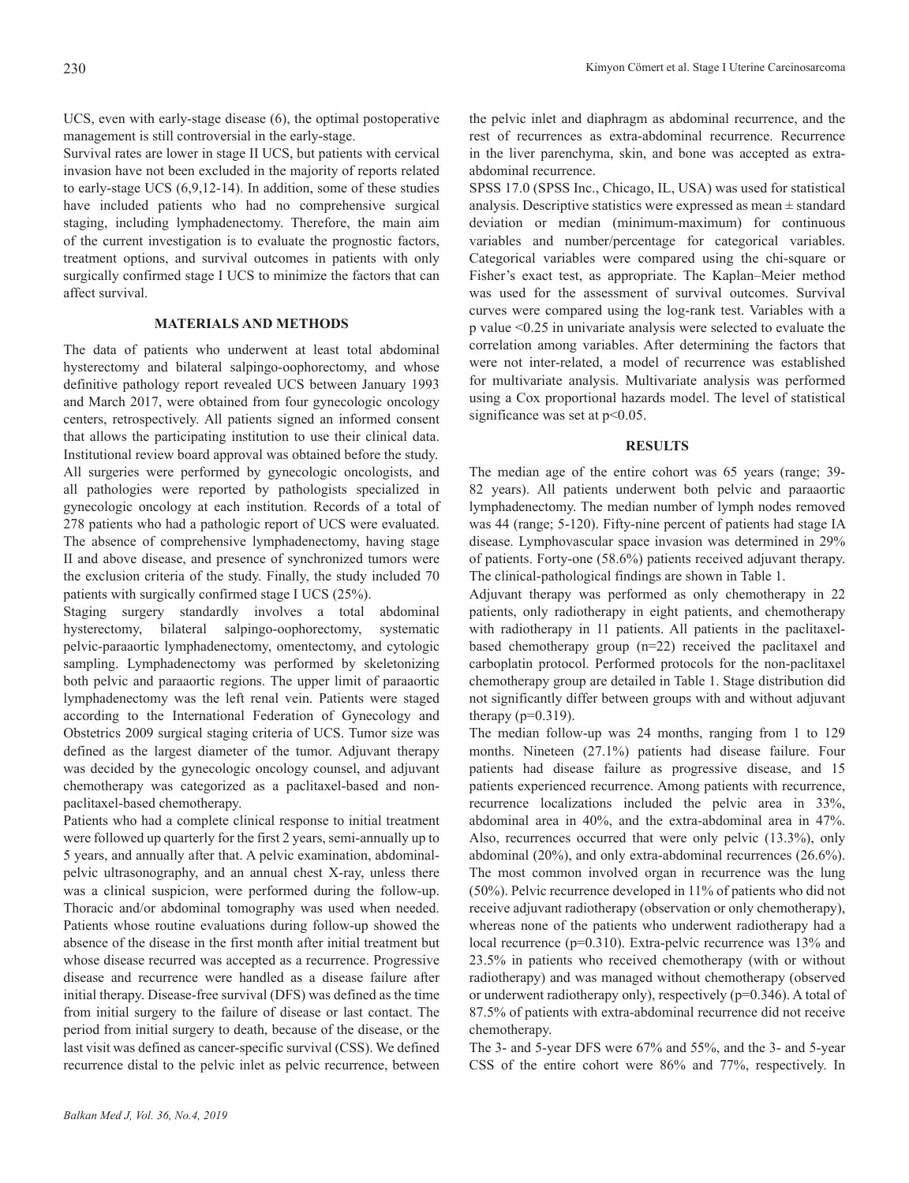UCS, even with early-stage disease (6), the optimal postoperative management is still controversial in the early-stage.

Survival rates are lower in stage II UCS, but patients with cervical invasion have not been excluded in the majority of reports related to early-stage UCS (6,9,12-14). In addition, some of these studies have included patients who had no comprehensive surgical staging, including lymphadenectomy. Therefore, the main aim of the current investigation is to evaluate the prognostic factors, treatment options, and survival outcomes in patients with only surgically confirmed stage I UCS to minimize the factors that can affect survival.

## MATERIALS AND METHODS

The data of patients who underwent at least total abdominal hysterectomy and bilateral salpingo-oophorectomy, and whose definitive pathology report revealed UCS between January 1993 and March 2017, were obtained from four gynecologic oncology centers, retrospectively. All patients signed an informed consent that allows the participating institution to use their clinical data. Institutional review board approval was obtained before the study. All surgeries were performed by gynecologic oncologists, and all pathologies were reported by pathologists specialized in gynecologic oncology at each institution. Records of a total of 278 patients who had a pathologic report of UCS were evaluated. The absence of comprehensive lymphadenectomy, having stage II and above disease, and presence of synchronized tumors were the exclusion criteria of the study. Finally, the study included 70 patients with surgically confirmed stage I UCS (25%).

Staging surgery standardly involves a total abdominal hysterectomy, bilateral salpingo-oophorectomy, systematic pelvic-paraaortic lymphadenectomy, omentectomy, and cytologic sampling. Lymphadenectomy was performed by skeletonizing both pelvic and paraaortic regions. The upper limit of paraaortic lymphadenectomy was the left renal vein. Patients were staged according to the International Federation of Gynecology and Obstetrics 2009 surgical staging criteria of UCS. Tumor size was defined as the largest diameter of the tumor. Adjuvant therapy was decided by the gynecologic oncology counsel, and adjuvant chemotherapy was categorized as a paclitaxel-based and non-paclitaxel-based chemotherapy.

Patients who had a complete clinical response to initial treatment were followed up quarterly for the first 2 years, semi-annually up to 5 years, and annually after that. A pelvic examination, abdominal-pelvic ultrasonography, and an annual chest X-ray, unless there was a clinical suspicion, were performed during the follow-up. Thoracic and/or abdominal tomography was used when needed. Patients whose routine evaluations during follow-up showed the absence of the disease in the first month after initial treatment but whose disease recurred was accepted as a recurrence. Progressive disease and recurrence were handled as a disease failure after initial therapy. Disease-free survival (DFS) was defined as the time from initial surgery to the failure of disease or last contact. The period from initial surgery to death, because of the disease, or the last visit was defined as cancer-specific survival (CSS). We defined recurrence distal to the pelvic inlet as pelvic recurrence, between the pelvic inlet and diaphragm as abdominal recurrence, and the rest of recurrences as extra-abdominal recurrence. Recurrence in the liver parenchyma, skin, and bone was accepted as extra-abdominal recurrence.

SPSS 17.0 (SPSS Inc., Chicago, IL, USA) was used for statistical analysis. Descriptive statistics were expressed as mean ± standard deviation or median (minimum-maximum) for continuous variables and number/percentage for categorical variables. Categorical variables were compared using the chi-square or Fisher's exact test, as appropriate. The Kaplan–Meier method was used for the assessment of survival outcomes. Survival curves were compared using the log-rank test. Variables with a p value <0.25 in univariate analysis were selected to evaluate the correlation among variables. After determining the factors that were not inter-related, a model of recurrence was established for multivariate analysis. Multivariate analysis was performed using a Cox proportional hazards model. The level of statistical significance was set at $p<0.05$.

## RESULTS

The median age of the entire cohort was 65 years (range; 39-82 years). All patients underwent both pelvic and paraaortic lymphadenectomy. The median number of lymph nodes removed was 44 (range; 5-120). Fifty-nine percent of patients had stage IA disease. Lymphovascular space invasion was determined in 29% of patients. Forty-one (58.6%) patients received adjuvant therapy. The clinical-pathological findings are shown in Table 1.

Adjuvant therapy was performed as only chemotherapy in 22 patients, only radiotherapy in eight patients, and chemotherapy with radiotherapy in 11 patients. All patients in the paclitaxel-based chemotherapy group (n=22) received the paclitaxel and carboplatin protocol. Performed protocols for the non-paclitaxel chemotherapy group are detailed in Table 1. Stage distribution did not significantly differ between groups with and without adjuvant therapy (p=0.319).

The median follow-up was 24 months, ranging from 1 to 129 months. Nineteen (27.1%) patients had disease failure. Four patients had disease failure as progressive disease, and 15 patients experienced recurrence. Among patients with recurrence, recurrence localizations included the pelvic area in 33%, abdominal area in 40%, and the extra-abdominal area in 47%. Also, recurrences occurred that were only pelvic (13.3%), only abdominal (20%), and only extra-abdominal recurrences (26.6%). The most common involved organ in recurrence was the lung (50%). Pelvic recurrence developed in 11% of patients who did not receive adjuvant radiotherapy (observation or only chemotherapy), whereas none of the patients who underwent radiotherapy had a local recurrence (p=0.310). Extra-pelvic recurrence was 13% and 23.5% in patients who received chemotherapy (with or without radiotherapy) and was managed without chemotherapy (observed or underwent radiotherapy only), respectively (p=0.346). A total of 87.5% of patients with extra-abdominal recurrence did not receive chemotherapy.

The 3- and 5-year DFS were 67% and 55%, and the 3- and 5-year CSS of the entire cohort were 86% and 77%, respectively. In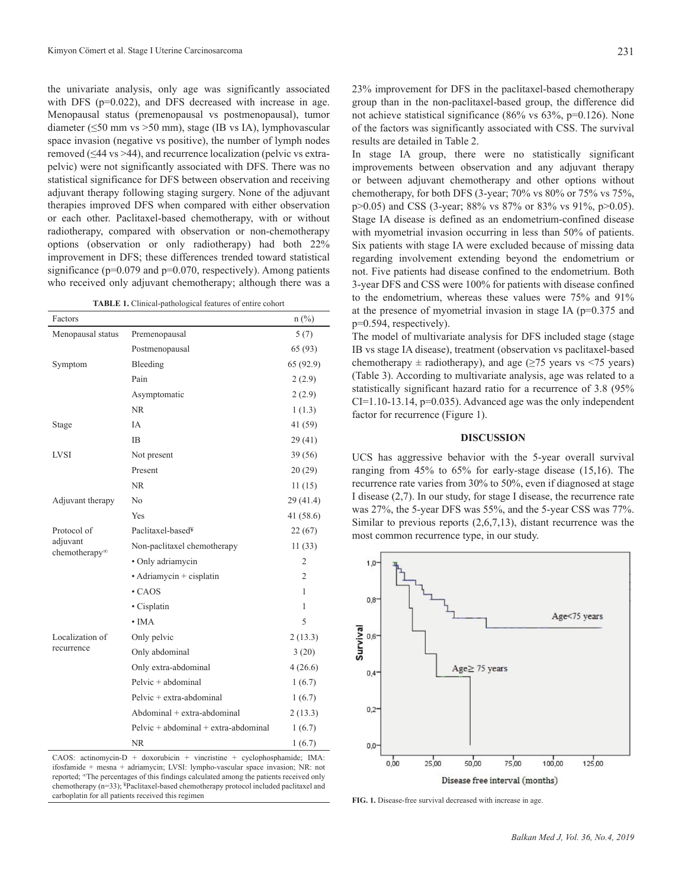the univariate analysis, only age was significantly associated with DFS (p=0.022), and DFS decreased with increase in age. Menopausal status (premenopausal vs postmenopausal), tumor diameter (≤50 mm vs >50 mm), stage (IB vs IA), lymphovascular space invasion (negative vs positive), the number of lymph nodes removed (≤44 vs >44), and recurrence localization (pelvic vs extra-pelvic) were not significantly associated with DFS. There was no statistical significance for DFS between observation and receiving adjuvant therapy following staging surgery. None of the adjuvant therapies improved DFS when compared with either observation or each other. Paclitaxel-based chemotherapy, with or without radiotherapy, compared with observation or non-chemotherapy options (observation or only radiotherapy) had both 22% improvement in DFS; these differences trended toward statistical significance (p=0.079 and p=0.070, respectively). Among patients who received only adjuvant chemotherapy; although there was a 23% improvement for DFS in the paclitaxel-based chemotherapy group than in the non-paclitaxel-based group, the difference did not achieve statistical significance (86% vs 63%, p=0.126). None of the factors was significantly associated with CSS. The survival results are detailed in Table 2.

**TABLE 1.** Clinical-pathological features of entire cohort

| Factors | | n (%) |
|---|---|---|
| Menopausal status | Premenopausal | 5 (7) |
| | Postmenopausal | 65 (93) |
| Symptom | Bleeding | 65 (92.9) |
| | Pain | 2 (2.9) |
| | Asymptomatic | 2 (2.9) |
| | NR | 1 (1.3) |
| Stage | IA | 41 (59) |
| | IB | 29 (41) |
| LVSI | Not present | 39 (56) |
| | Present | 20 (29) |
| | NR | 11 (15) |
| Adjuvant therapy | No | 29 (41.4) |
| | Yes | 41 (58.6) |
| Protocol of adjuvant chemotherapy[∞] | Paclitaxel-based[¥] | 22 (67) |
| | Non-paclitaxel chemotherapy | 11 (33) |
| | • Only adriamycin | 2 |
| | • Adriamycin + cisplatin | 2 |
| | • CAOS | 1 |
| | • Cisplatin | 1 |
| | • IMA | 5 |
| Localization of recurrence | Only pelvic | 2 (13.3) |
| | Only abdominal | 3 (20) |
| | Only extra-abdominal | 4 (26.6) |
| | Pelvic + abdominal | 1 (6.7) |
| | Pelvic + extra-abdominal | 1 (6.7) |
| | Abdominal + extra-abdominal | 2 (13.3) |
| | Pelvic + abdominal + extra-abdominal | 1 (6.7) |
| | NR | 1 (6.7) |

CAOS: actinomycin-D + doxorubicin + vincristine + cyclophosphamide; IMA: ifosfamide + mesna + adriamycin; LVSI: lympho-vascular space invasion; NR: not reported; [∞]The percentages of this findings calculated among the patients received only chemotherapy (n=33); [¥]Paclitaxel-based chemotherapy protocol included paclitaxel and carboplatin for all patients received this regimen

In stage IA group, there were no statistically significant improvements between observation and any adjuvant therapy or between adjuvant chemotherapy and other options without chemotherapy, for both DFS (3-year; 70% vs 80% or 75% vs 75%, p>0.05) and CSS (3-year; 88% vs 87% or 83% vs 91%, p>0.05). Stage IA disease is defined as an endometrium-confined disease with myometrial invasion occurring in less than 50% of patients. Six patients with stage IA were excluded because of missing data regarding involvement extending beyond the endometrium or not. Five patients had disease confined to the endometrium. Both 3-year DFS and CSS were 100% for patients with disease confined to the endometrium, whereas these values were 75% and 91% at the presence of myometrial invasion in stage IA (p=0.375 and p=0.594, respectively).

The model of multivariate analysis for DFS included stage (stage IB vs stage IA disease), treatment (observation vs paclitaxel-based chemotherapy ± radiotherapy), and age (≥75 years vs <75 years) (Table 3). According to multivariate analysis, age was related to a statistically significant hazard ratio for a recurrence of 3.8 (95% CI=1.10-13.14, p=0.035). Advanced age was the only independent factor for recurrence (Figure 1).

## DISCUSSION

UCS has aggressive behavior with the 5-year overall survival ranging from 45% to 65% for early-stage disease (15,16). The recurrence rate varies from 30% to 50%, even if diagnosed at stage I disease (2,7). In our study, for stage I disease, the recurrence rate was 27%, the 5-year DFS was 55%, and the 5-year CSS was 77%. Similar to previous reports (2,6,7,13), distant recurrence was the most common recurrence type, in our study.

**FIG. 1.** Disease-free survival decreased with increase in age.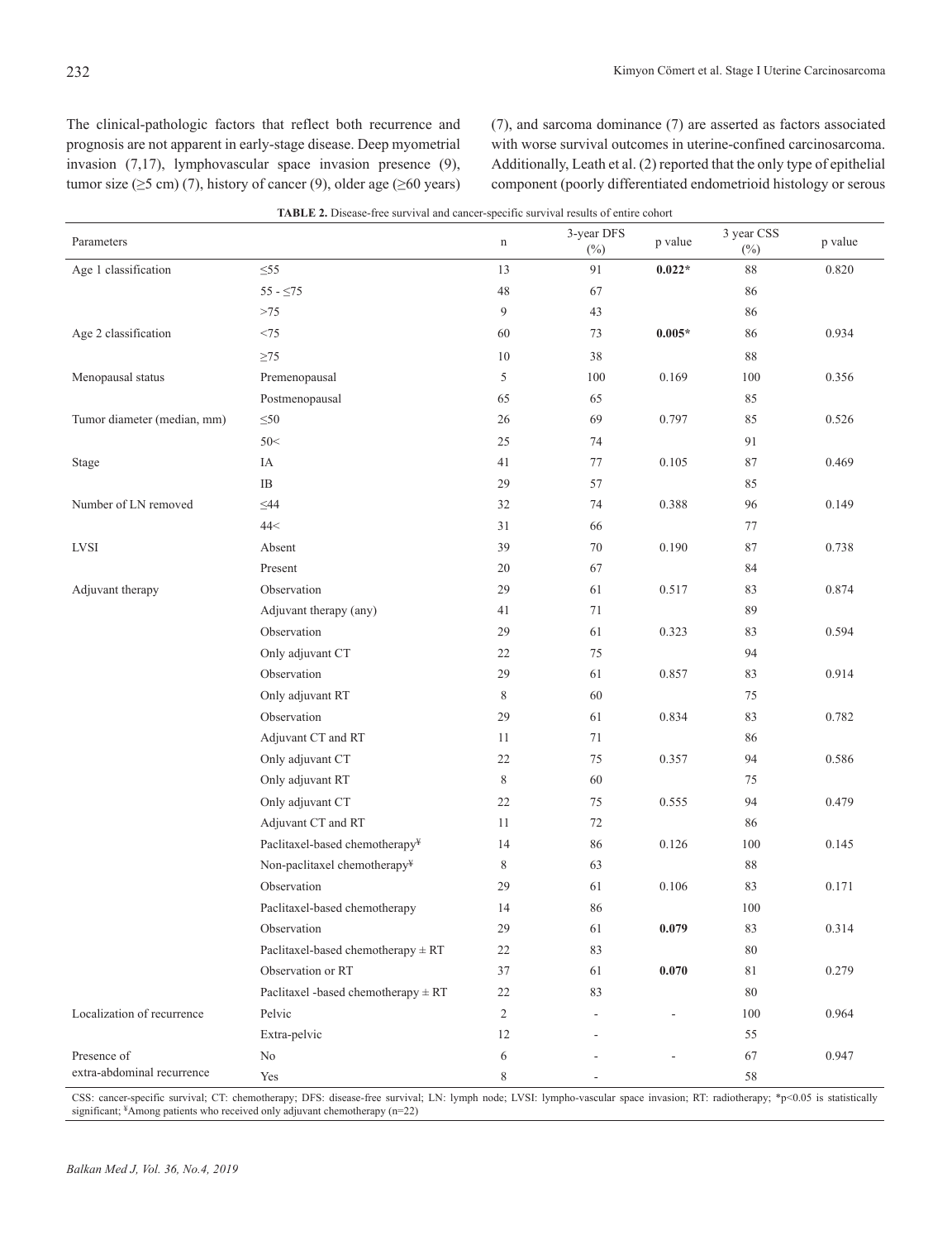The clinical-pathologic factors that reflect both recurrence and prognosis are not apparent in early-stage disease. Deep myometrial invasion (7,17), lymphovascular space invasion presence (9), tumor size (≥5 cm) (7), history of cancer (9), older age (≥60 years) (7), and sarcoma dominance (7) are asserted as factors associated with worse survival outcomes in uterine-confined carcinosarcoma. Additionally, Leath et al. (2) reported that the only type of epithelial component (poorly differentiated endometrioid histology or serous

**TABLE 2.** Disease-free survival and cancer-specific survival results of entire cohort

| Parameters | | n | 3-year DFS (%) | p value | 3 year CSS (%) | p value |
|---|---|---|---|---|---|---|
| Age 1 classification | ≤55 | 13 | 91 | **0.022*** | 88 | 0.820 |
| | 55 - ≤75 | 48 | 67 | | 86 | |
| | >75 | 9 | 43 | | 86 | |
| Age 2 classification | <75 | 60 | 73 | **0.005*** | 86 | 0.934 |
| | ≥75 | 10 | 38 | | 88 | |
| Menopausal status | Premenopausal | 5 | 100 | 0.169 | 100 | 0.356 |
| | Postmenopausal | 65 | 65 | | 85 | |
| Tumor diameter (median, mm) | ≤50 | 26 | 69 | 0.797 | 85 | 0.526 |
| | 50< | 25 | 74 | | 91 | |
| Stage | IA | 41 | 77 | 0.105 | 87 | 0.469 |
| | IB | 29 | 57 | | 85 | |
| Number of LN removed | ≤44 | 32 | 74 | 0.388 | 96 | 0.149 |
| | 44< | 31 | 66 | | 77 | |
| LVSI | Absent | 39 | 70 | 0.190 | 87 | 0.738 |
| | Present | 20 | 67 | | 84 | |
| Adjuvant therapy | Observation | 29 | 61 | 0.517 | 83 | 0.874 |
| | Adjuvant therapy (any) | 41 | 71 | | 89 | |
| | Observation | 29 | 61 | 0.323 | 83 | 0.594 |
| | Only adjuvant CT | 22 | 75 | | 94 | |
| | Observation | 29 | 61 | 0.857 | 83 | 0.914 |
| | Only adjuvant RT | 8 | 60 | | 75 | |
| | Observation | 29 | 61 | 0.834 | 83 | 0.782 |
| | Adjuvant CT and RT | 11 | 71 | | 86 | |
| | Only adjuvant CT | 22 | 75 | 0.357 | 94 | 0.586 |
| | Only adjuvant RT | 8 | 60 | | 75 | |
| | Only adjuvant CT | 22 | 75 | 0.555 | 94 | 0.479 |
| | Adjuvant CT and RT | 11 | 72 | | 86 | |
| | Paclitaxel-based chemotherapy[¥] | 14 | 86 | 0.126 | 100 | 0.145 |
| | Non-paclitaxel chemotherapy[¥] | 8 | 63 | | 88 | |
| | Observation | 29 | 61 | 0.106 | 83 | 0.171 |
| | Paclitaxel-based chemotherapy | 14 | 86 | | 100 | |
| | Observation | 29 | 61 | **0.079** | 83 | 0.314 |
| | Paclitaxel-based chemotherapy ± RT | 22 | 83 | | 80 | |
| | Observation or RT | 37 | 61 | **0.070** | 81 | 0.279 |
| | Paclitaxel -based chemotherapy ± RT | 22 | 83 | | 80 | |
| Localization of recurrence | Pelvic | 2 | - | - | 100 | 0.964 |
| | Extra-pelvic | 12 | - | | 55 | |
| Presence of extra-abdominal recurrence | No | 6 | - | - | 67 | 0.947 |
| | Yes | 8 | - | | 58 | |

CSS: cancer-specific survival; CT: chemotherapy; DFS: disease-free survival; LN: lymph node; LVSI: lympho-vascular space invasion; RT: radiotherapy; *p<0.05 is statistically significant; ¥Among patients who received only adjuvant chemotherapy (n=22)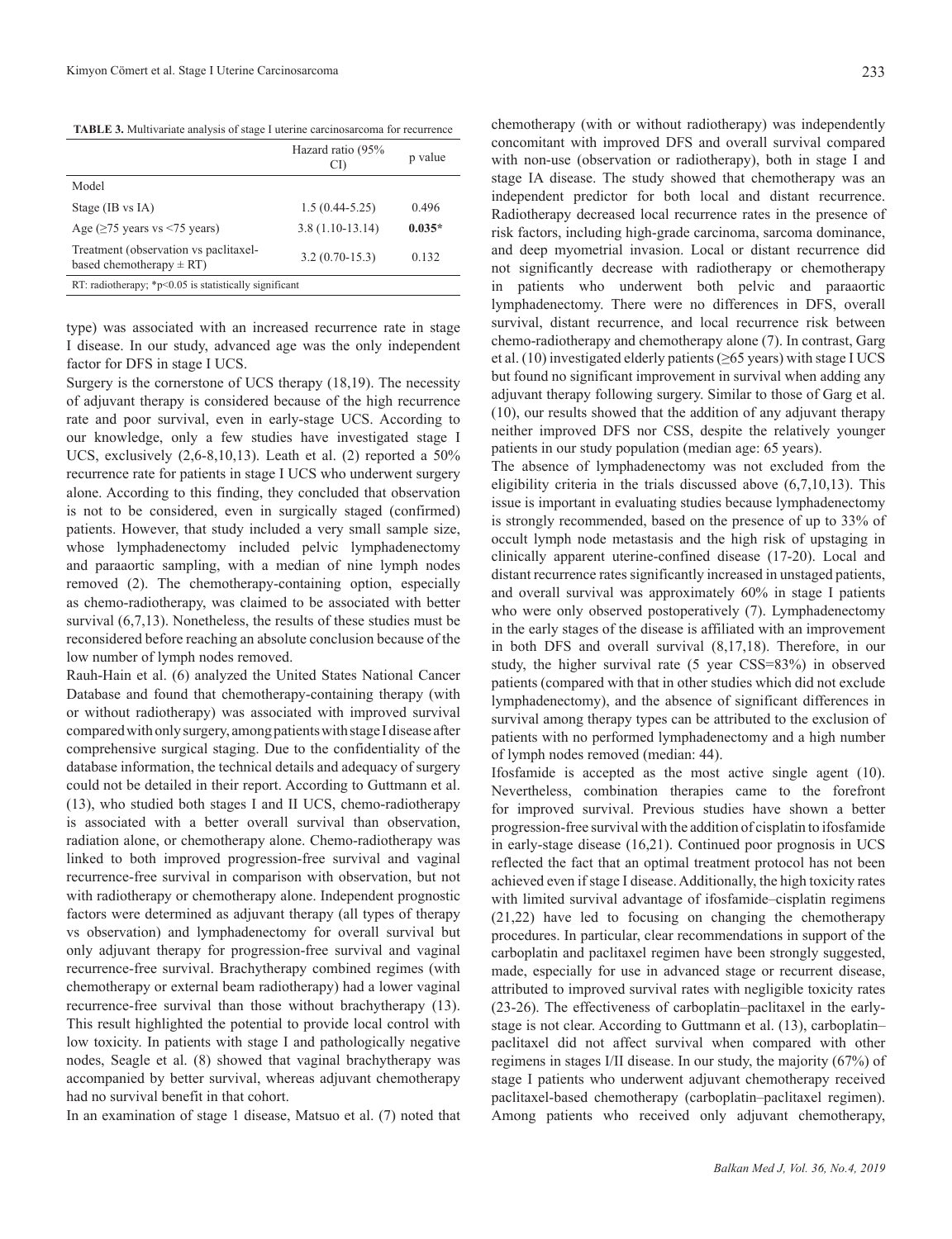**TABLE 3.** Multivariate analysis of stage I uterine carcinosarcoma for recurrence

| | Hazard ratio (95% CI) | p value |
|---|---|---|
| Model | | |
| Stage (IB vs IA) | 1.5 (0.44-5.25) | 0.496 |
| Age (≥75 years vs <75 years) | 3.8 (1.10-13.14) | **0.035*** |
| Treatment (observation vs paclitaxel-based chemotherapy ± RT) | 3.2 (0.70-15.3) | 0.132 |

RT: radiotherapy; *p<0.05 is statistically significant

type) was associated with an increased recurrence rate in stage I disease. In our study, advanced age was the only independent factor for DFS in stage I UCS.

Surgery is the cornerstone of UCS therapy (18,19). The necessity of adjuvant therapy is considered because of the high recurrence rate and poor survival, even in early-stage UCS. According to our knowledge, only a few studies have investigated stage I UCS, exclusively (2,6-8,10,13). Leath et al. (2) reported a 50% recurrence rate for patients in stage I UCS who underwent surgery alone. According to this finding, they concluded that observation is not to be considered, even in surgically staged (confirmed) patients. However, that study included a very small sample size, whose lymphadenectomy included pelvic lymphadenectomy and paraaortic sampling, with a median of nine lymph nodes removed (2). The chemotherapy-containing option, especially as chemo-radiotherapy, was claimed to be associated with better survival (6,7,13). Nonetheless, the results of these studies must be reconsidered before reaching an absolute conclusion because of the low number of lymph nodes removed.

Rauh-Hain et al. (6) analyzed the United States National Cancer Database and found that chemotherapy-containing therapy (with or without radiotherapy) was associated with improved survival compared with only surgery, among patients with stage I disease after comprehensive surgical staging. Due to the confidentiality of the database information, the technical details and adequacy of surgery could not be detailed in their report. According to Guttmann et al. (13), who studied both stages I and II UCS, chemo-radiotherapy is associated with a better overall survival than observation, radiation alone, or chemotherapy alone. Chemo-radiotherapy was linked to both improved progression-free survival and vaginal recurrence-free survival in comparison with observation, but not with radiotherapy or chemotherapy alone. Independent prognostic factors were determined as adjuvant therapy (all types of therapy vs observation) and lymphadenectomy for overall survival but only adjuvant therapy for progression-free survival and vaginal recurrence-free survival. Brachytherapy combined regimes (with chemotherapy or external beam radiotherapy) had a lower vaginal recurrence-free survival than those without brachytherapy (13). This result highlighted the potential to provide local control with low toxicity. In patients with stage I and pathologically negative nodes, Seagle et al. (8) showed that vaginal brachytherapy was accompanied by better survival, whereas adjuvant chemotherapy had no survival benefit in that cohort.

In an examination of stage 1 disease, Matsuo et al. (7) noted that chemotherapy (with or without radiotherapy) was independently concomitant with improved DFS and overall survival compared with non-use (observation or radiotherapy), both in stage I and stage IA disease. The study showed that chemotherapy was an independent predictor for both local and distant recurrence. Radiotherapy decreased local recurrence rates in the presence of risk factors, including high-grade carcinoma, sarcoma dominance, and deep myometrial invasion. Local or distant recurrence did not significantly decrease with radiotherapy or chemotherapy in patients who underwent both pelvic and paraaortic lymphadenectomy. There were no differences in DFS, overall survival, distant recurrence, and local recurrence risk between chemo-radiotherapy and chemotherapy alone (7). In contrast, Garg et al. (10) investigated elderly patients (≥65 years) with stage I UCS but found no significant improvement in survival when adding any adjuvant therapy following surgery. Similar to those of Garg et al. (10), our results showed that the addition of any adjuvant therapy neither improved DFS nor CSS, despite the relatively younger patients in our study population (median age: 65 years).

The absence of lymphadenectomy was not excluded from the eligibility criteria in the trials discussed above (6,7,10,13). This issue is important in evaluating studies because lymphadenectomy is strongly recommended, based on the presence of up to 33% of occult lymph node metastasis and the high risk of upstaging in clinically apparent uterine-confined disease (17-20). Local and distant recurrence rates significantly increased in unstaged patients, and overall survival was approximately 60% in stage I patients who were only observed postoperatively (7). Lymphadenectomy in the early stages of the disease is affiliated with an improvement in both DFS and overall survival (8,17,18). Therefore, in our study, the higher survival rate (5 year CSS=83%) in observed patients (compared with that in other studies which did not exclude lymphadenectomy), and the absence of significant differences in survival among therapy types can be attributed to the exclusion of patients with no performed lymphadenectomy and a high number of lymph nodes removed (median: 44).

Ifosfamide is accepted as the most active single agent (10). Nevertheless, combination therapies came to the forefront for improved survival. Previous studies have shown a better progression-free survival with the addition of cisplatin to ifosfamide in early-stage disease (16,21). Continued poor prognosis in UCS reflected the fact that an optimal treatment protocol has not been achieved even if stage I disease. Additionally, the high toxicity rates with limited survival advantage of ifosfamide–cisplatin regimens (21,22) have led to focusing on changing the chemotherapy procedures. In particular, clear recommendations in support of the carboplatin and paclitaxel regimen have been strongly suggested, made, especially for use in advanced stage or recurrent disease, attributed to improved survival rates with negligible toxicity rates (23-26). The effectiveness of carboplatin–paclitaxel in the early-stage is not clear. According to Guttmann et al. (13), carboplatin–paclitaxel did not affect survival when compared with other regimens in stages I/II disease. In our study, the majority (67%) of stage I patients who underwent adjuvant chemotherapy received paclitaxel-based chemotherapy (carboplatin–paclitaxel regimen). Among patients who received only adjuvant chemotherapy,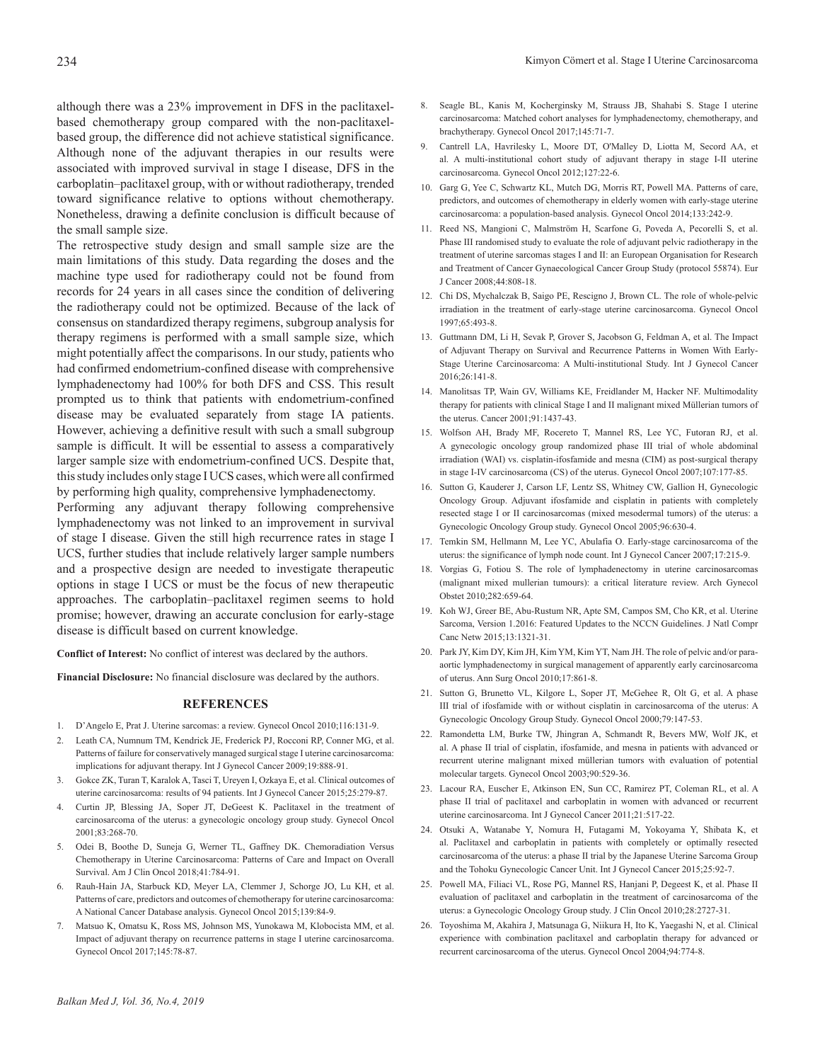although there was a 23% improvement in DFS in the paclitaxel-based chemotherapy group compared with the non-paclitaxel-based group, the difference did not achieve statistical significance. Although none of the adjuvant therapies in our results were associated with improved survival in stage I disease, DFS in the carboplatin–paclitaxel group, with or without radiotherapy, trended toward significance relative to options without chemotherapy. Nonetheless, drawing a definite conclusion is difficult because of the small sample size.

The retrospective study design and small sample size are the main limitations of this study. Data regarding the doses and the machine type used for radiotherapy could not be found from records for 24 years in all cases since the condition of delivering the radiotherapy could not be optimized. Because of the lack of consensus on standardized therapy regimens, subgroup analysis for therapy regimens is performed with a small sample size, which might potentially affect the comparisons. In our study, patients who had confirmed endometrium-confined disease with comprehensive lymphadenectomy had 100% for both DFS and CSS. This result prompted us to think that patients with endometrium-confined disease may be evaluated separately from stage IA patients. However, achieving a definitive result with such a small subgroup sample is difficult. It will be essential to assess a comparatively larger sample size with endometrium-confined UCS. Despite that, this study includes only stage I UCS cases, which were all confirmed by performing high quality, comprehensive lymphadenectomy.

Performing any adjuvant therapy following comprehensive lymphadenectomy was not linked to an improvement in survival of stage I disease. Given the still high recurrence rates in stage I UCS, further studies that include relatively larger sample numbers and a prospective design are needed to investigate therapeutic options in stage I UCS or must be the focus of new therapeutic approaches. The carboplatin–paclitaxel regimen seems to hold promise; however, drawing an accurate conclusion for early-stage disease is difficult based on current knowledge.

**Conflict of Interest:** No conflict of interest was declared by the authors.

**Financial Disclosure:** No financial disclosure was declared by the authors.

## REFERENCES

1. D'Angelo E, Prat J. Uterine sarcomas: a review. Gynecol Oncol 2010;116:131-9.
2. Leath CA, Numnum TM, Kendrick JE, Frederick PJ, Rocconi RP, Conner MG, et al. Patterns of failure for conservatively managed surgical stage I uterine carcinosarcoma: implications for adjuvant therapy. Int J Gynecol Cancer 2009;19:888-91.
3. Gokce ZK, Turan T, Karalok A, Tasci T, Ureyen I, Ozkaya E, et al. Clinical outcomes of uterine carcinosarcoma: results of 94 patients. Int J Gynecol Cancer 2015;25:279-87.
4. Curtin JP, Blessing JA, Soper JT, DeGeest K. Paclitaxel in the treatment of carcinosarcoma of the uterus: a gynecologic oncology group study. Gynecol Oncol 2001;83:268-70.
5. Odei B, Boothe D, Suneja G, Werner TL, Gaffney DK. Chemoradiation Versus Chemotherapy in Uterine Carcinosarcoma: Patterns of Care and Impact on Overall Survival. Am J Clin Oncol 2018;41:784-91.
6. Rauh-Hain JA, Starbuck KD, Meyer LA, Clemmer J, Schorge JO, Lu KH, et al. Patterns of care, predictors and outcomes of chemotherapy for uterine carcinosarcoma: A National Cancer Database analysis. Gynecol Oncol 2015;139:84-9.
7. Matsuo K, Omatsu K, Ross MS, Johnson MS, Yunokawa M, Klobocista MM, et al. Impact of adjuvant therapy on recurrence patterns in stage I uterine carcinosarcoma. Gynecol Oncol 2017;145:78-87.
8. Seagle BL, Kanis M, Kocherginsky M, Strauss JB, Shahabi S. Stage I uterine carcinosarcoma: Matched cohort analyses for lymphadenectomy, chemotherapy, and brachytherapy. Gynecol Oncol 2017;145:71-7.
9. Cantrell LA, Havrilesky L, Moore DT, O'Malley D, Liotta M, Secord AA, et al. A multi-institutional cohort study of adjuvant therapy in stage I-II uterine carcinosarcoma. Gynecol Oncol 2012;127:22-6.
10. Garg G, Yee C, Schwartz KL, Mutch DG, Morris RT, Powell MA. Patterns of care, predictors, and outcomes of chemotherapy in elderly women with early-stage uterine carcinosarcoma: a population-based analysis. Gynecol Oncol 2014;133:242-9.
11. Reed NS, Mangioni C, Malmström H, Scarfone G, Poveda A, Pecorelli S, et al. Phase III randomised study to evaluate the role of adjuvant pelvic radiotherapy in the treatment of uterine sarcomas stages I and II: an European Organisation for Research and Treatment of Cancer Gynaecological Cancer Group Study (protocol 55874). Eur J Cancer 2008;44:808-18.
12. Chi DS, Mychalczak B, Saigo PE, Rescigno J, Brown CL. The role of whole-pelvic irradiation in the treatment of early-stage uterine carcinosarcoma. Gynecol Oncol 1997;65:493-8.
13. Guttmann DM, Li H, Sevak P, Grover S, Jacobson G, Feldman A, et al. The Impact of Adjuvant Therapy on Survival and Recurrence Patterns in Women With Early-Stage Uterine Carcinosarcoma: A Multi-institutional Study. Int J Gynecol Cancer 2016;26:141-8.
14. Manolitsas TP, Wain GV, Williams KE, Freidlander M, Hacker NF. Multimodality therapy for patients with clinical Stage I and II malignant mixed Müllerian tumors of the uterus. Cancer 2001;91:1437-43.
15. Wolfson AH, Brady MF, Rocereto T, Mannel RS, Lee YC, Futoran RJ, et al. A gynecologic oncology group randomized phase III trial of whole abdominal irradiation (WAI) vs. cisplatin-ifosfamide and mesna (CIM) as post-surgical therapy in stage I-IV carcinosarcoma (CS) of the uterus. Gynecol Oncol 2007;107:177-85.
16. Sutton G, Kauderer J, Carson LF, Lentz SS, Whitney CW, Gallion H, Gynecologic Oncology Group. Adjuvant ifosfamide and cisplatin in patients with completely resected stage I or II carcinosarcomas (mixed mesodermal tumors) of the uterus: a Gynecologic Oncology Group study. Gynecol Oncol 2005;96:630-4.
17. Temkin SM, Hellmann M, Lee YC, Abulafia O. Early-stage carcinosarcoma of the uterus: the significance of lymph node count. Int J Gynecol Cancer 2007;17:215-9.
18. Vorgias G, Fotiou S. The role of lymphadenectomy in uterine carcinosarcomas (malignant mixed mullerian tumours): a critical literature review. Arch Gynecol Obstet 2010;282:659-64.
19. Koh WJ, Greer BE, Abu-Rustum NR, Apte SM, Campos SM, Cho KR, et al. Uterine Sarcoma, Version 1.2016: Featured Updates to the NCCN Guidelines. J Natl Compr Canc Netw 2015;13:1321-31.
20. Park JY, Kim DY, Kim JH, Kim YM, Kim YT, Nam JH. The role of pelvic and/or para-aortic lymphadenectomy in surgical management of apparently early carcinosarcoma of uterus. Ann Surg Oncol 2010;17:861-8.
21. Sutton G, Brunetto VL, Kilgore L, Soper JT, McGehee R, Olt G, et al. A phase III trial of ifosfamide with or without cisplatin in carcinosarcoma of the uterus: A Gynecologic Oncology Group Study. Gynecol Oncol 2000;79:147-53.
22. Ramondetta LM, Burke TW, Jhingran A, Schmandt R, Bevers MW, Wolf JK, et al. A phase II trial of cisplatin, ifosfamide, and mesna in patients with advanced or recurrent uterine malignant mixed müllerian tumors with evaluation of potential molecular targets. Gynecol Oncol 2003;90:529-36.
23. Lacour RA, Euscher E, Atkinson EN, Sun CC, Ramirez PT, Coleman RL, et al. A phase II trial of paclitaxel and carboplatin in women with advanced or recurrent uterine carcinosarcoma. Int J Gynecol Cancer 2011;21:517-22.
24. Otsuki A, Watanabe Y, Nomura H, Futagami M, Yokoyama Y, Shibata K, et al. Paclitaxel and carboplatin in patients with completely or optimally resected carcinosarcoma of the uterus: a phase II trial by the Japanese Uterine Sarcoma Group and the Tohoku Gynecologic Cancer Unit. Int J Gynecol Cancer 2015;25:92-7.
25. Powell MA, Filiaci VL, Rose PG, Mannel RS, Hanjani P, Degeest K, et al. Phase II evaluation of paclitaxel and carboplatin in the treatment of carcinosarcoma of the uterus: a Gynecologic Oncology Group study. J Clin Oncol 2010;28:2727-31.
26. Toyoshima M, Akahira J, Matsunaga G, Niikura H, Ito K, Yaegashi N, et al. Clinical experience with combination paclitaxel and carboplatin therapy for advanced or recurrent carcinosarcoma of the uterus. Gynecol Oncol 2004;94:774-8.